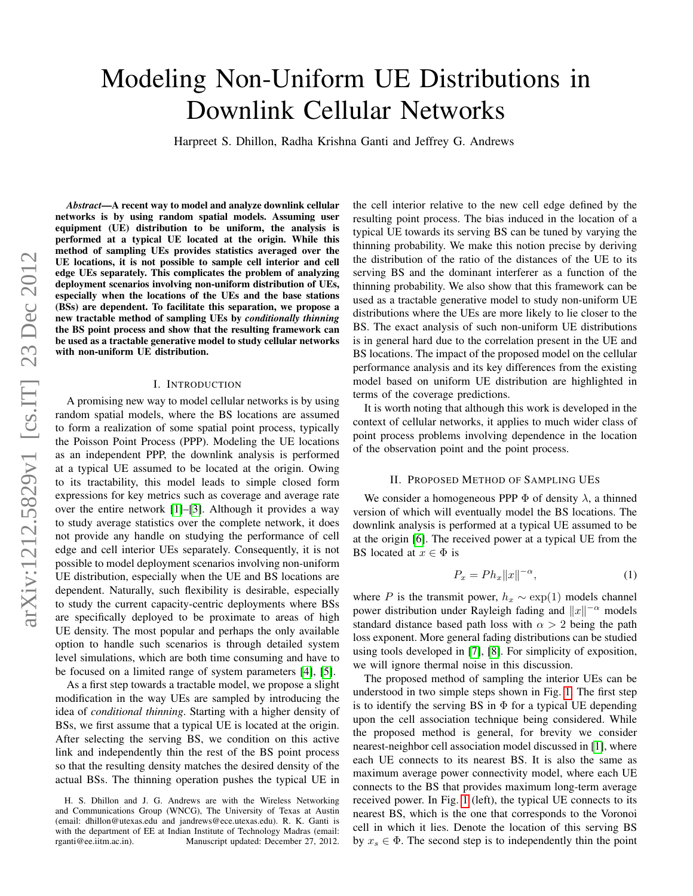# Modeling Non-Uniform UE Distributions in Downlink Cellular Networks

Harpreet S. Dhillon, Radha Krishna Ganti and Jeffrey G. Andrews

***Abstract*—A recent way to model and analyze downlink cellular networks is by using random spatial models. Assuming user equipment (UE) distribution to be uniform, the analysis is performed at a typical UE located at the origin. While this method of sampling UEs provides statistics averaged over the UE locations, it is not possible to sample cell interior and cell edge UEs separately. This complicates the problem of analyzing deployment scenarios involving non-uniform distribution of UEs, especially when the locations of the UEs and the base stations (BSs) are dependent. To facilitate this separation, we propose a new tractable method of sampling UEs by *conditionally thinning* the BS point process and show that the resulting framework can be used as a tractable generative model to study cellular networks with non-uniform UE distribution.**

## I. Introduction

A promising new way to model cellular networks is by using random spatial models, where the BS locations are assumed to form a realization of some spatial point process, typically the Poisson Point Process (PPP). Modeling the UE locations as an independent PPP, the downlink analysis is performed at a typical UE assumed to be located at the origin. Owing to its tractability, this model leads to simple closed form expressions for key metrics such as coverage and average rate over the entire network [1]–[3]. Although it provides a way to study average statistics over the complete network, it does not provide any handle on studying the performance of cell edge and cell interior UEs separately. Consequently, it is not possible to model deployment scenarios involving non-uniform UE distribution, especially when the UE and BS locations are dependent. Naturally, such flexibility is desirable, especially to study the current capacity-centric deployments where BSs are specifically deployed to be proximate to areas of high UE density. The most popular and perhaps the only available option to handle such scenarios is through detailed system level simulations, which are both time consuming and have to be focused on a limited range of system parameters [4], [5].

As a first step towards a tractable model, we propose a slight modification in the way UEs are sampled by introducing the idea of *conditional thinning*. Starting with a higher density of BSs, we first assume that a typical UE is located at the origin. After selecting the serving BS, we condition on this active link and independently thin the rest of the BS point process so that the resulting density matches the desired density of the actual BSs. The thinning operation pushes the typical UE in the cell interior relative to the new cell edge defined by the resulting point process. The bias induced in the location of a typical UE towards its serving BS can be tuned by varying the thinning probability. We make this notion precise by deriving the distribution of the ratio of the distances of the UE to its serving BS and the dominant interferer as a function of the thinning probability. We also show that this framework can be used as a tractable generative model to study non-uniform UE distributions where the UEs are more likely to lie closer to the BS. The exact analysis of such non-uniform UE distributions is in general hard due to the correlation present in the UE and BS locations. The impact of the proposed model on the cellular performance analysis and its key differences from the existing model based on uniform UE distribution are highlighted in terms of the coverage predictions.

It is worth noting that although this work is developed in the context of cellular networks, it applies to much wider class of point process problems involving dependence in the location of the observation point and the point process.

## II. Proposed Method of Sampling UEs

We consider a homogeneous PPP $\Phi$ of density $\lambda$, a thinned version of which will eventually model the BS locations. The downlink analysis is performed at a typical UE assumed to be at the origin [6]. The received power at a typical UE from the BS located at $x \in \Phi$ is

$$P_x = P h_x \|x\|^{-\alpha}, \tag{1}$$

where $P$ is the transmit power, $h_x \sim \exp(1)$ models channel power distribution under Rayleigh fading and $\|x\|^{-\alpha}$ models standard distance based path loss with $\alpha > 2$ being the path loss exponent. More general fading distributions can be studied using tools developed in [7], [8]. For simplicity of exposition, we will ignore thermal noise in this discussion.

The proposed method of sampling the interior UEs can be understood in two simple steps shown in Fig. 1. The first step is to identify the serving BS in $\Phi$ for a typical UE depending upon the cell association technique being considered. While the proposed method is general, for brevity we consider nearest-neighbor cell association model discussed in [1], where each UE connects to its nearest BS. It is also the same as maximum average power connectivity model, where each UE connects to the BS that provides maximum long-term average received power. In Fig. 1 (left), the typical UE connects to its nearest BS, which is the one that corresponds to the Voronoi cell in which it lies. Denote the location of this serving BS by $x_s \in \Phi$. The second step is to independently thin the point

H. S. Dhillon and J. G. Andrews are with the Wireless Networking and Communications Group (WNCG), The University of Texas at Austin (email: dhillon@utexas.edu and jandrews@ece.utexas.edu). R. K. Ganti is with the department of EE at Indian Institute of Technology Madras (email: rganti@ee.iitm.ac.in). Manuscript updated: December 27, 2012.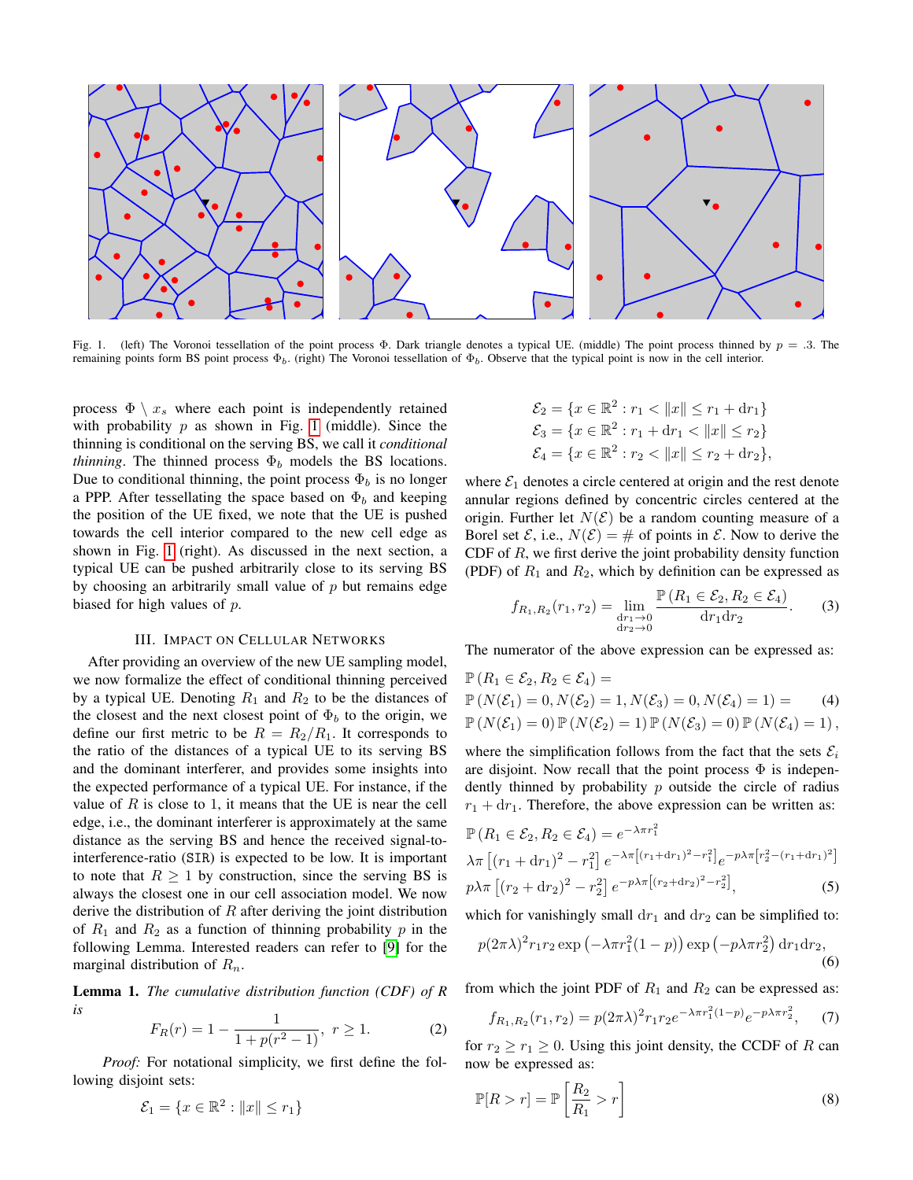Fig. 1. (left) The Voronoi tessellation of the point process $\Phi$. Dark triangle denotes a typical UE. (middle) The point process thinned by $p = .3$. The remaining points form BS point process $\Phi_b$. (right) The Voronoi tessellation of $\Phi_b$. Observe that the typical point is now in the cell interior.

process $\Phi \setminus x_s$ where each point is independently retained with probability $p$ as shown in Fig. 1 (middle). Since the thinning is conditional on the serving BS, we call it *conditional thinning*. The thinned process $\Phi_b$ models the BS locations. Due to conditional thinning, the point process $\Phi_b$ is no longer a PPP. After tessellating the space based on $\Phi_b$ and keeping the position of the UE fixed, we note that the UE is pushed towards the cell interior compared to the new cell edge as shown in Fig. 1 (right). As discussed in the next section, a typical UE can be pushed arbitrarily close to its serving BS by choosing an arbitrarily small value of $p$ but remains edge biased for high values of $p$.

## III. Impact on Cellular Networks

After providing an overview of the new UE sampling model, we now formalize the effect of conditional thinning perceived by a typical UE. Denoting $R_1$ and $R_2$ to be the distances of the closest and the next closest point of $\Phi_b$ to the origin, we define our first metric to be $R = R_2/R_1$. It corresponds to the ratio of the distances of a typical UE to its serving BS and the dominant interferer, and provides some insights into the expected performance of a typical UE. For instance, if the value of $R$ is close to 1, it means that the UE is near the cell edge, i.e., the dominant interferer is approximately at the same distance as the serving BS and hence the received signal-to-interference-ratio (SIR) is expected to be low. It is important to note that $R \geq 1$ by construction, since the serving BS is always the closest one in our cell association model. We now derive the distribution of $R$ after deriving the joint distribution of $R_1$ and $R_2$ as a function of thinning probability $p$ in the following Lemma. Interested readers can refer to [9] for the marginal distribution of $R_n$.

**Lemma 1.** *The cumulative distribution function (CDF) of $R$ is*

$$F_R(r) = 1 - \frac{1}{1 + p(r^2 - 1)}, \ r \geq 1. \tag{2}$$

*Proof:* For notational simplicity, we first define the following disjoint sets:

$$\mathcal{E}_1 = \{x \in \mathbb{R}^2 : \|x\| \leq r_1\}$$

$$\mathcal{E}_2 = \{x \in \mathbb{R}^2 : r_1 < \|x\| \leq r_1 + \mathrm{d}r_1\}$$

$$\mathcal{E}_3 = \{x \in \mathbb{R}^2 : r_1 + \mathrm{d}r_1 < \|x\| \leq r_2\}$$

$$\mathcal{E}_4 = \{x \in \mathbb{R}^2 : r_2 < \|x\| \leq r_2 + \mathrm{d}r_2\},$$

where $\mathcal{E}_1$ denotes a circle centered at origin and the rest denote annular regions defined by concentric circles centered at the origin. Further let $N(\mathcal{E})$ be a random counting measure of a Borel set $\mathcal{E}$, i.e., $N(\mathcal{E}) = \#$ of points in $\mathcal{E}$. Now to derive the CDF of $R$, we first derive the joint probability density function (PDF) of $R_1$ and $R_2$, which by definition can be expressed as

$$f_{R_1,R_2}(r_1, r_2) = \lim_{\substack{\mathrm{d}r_1 \to 0 \\ \mathrm{d}r_2 \to 0}} \frac{\mathbb{P}\left(R_1 \in \mathcal{E}_2, R_2 \in \mathcal{E}_4\right)}{\mathrm{d}r_1 \mathrm{d}r_2}. \tag{3}$$

The numerator of the above expression can be expressed as:

$$\begin{aligned}
&\mathbb{P}\left(R_1 \in \mathcal{E}_2, R_2 \in \mathcal{E}_4\right) = \\
&\mathbb{P}\left(N(\mathcal{E}_1) = 0, N(\mathcal{E}_2) = 1, N(\mathcal{E}_3) = 0, N(\mathcal{E}_4) = 1\right) = \\
&\mathbb{P}\left(N(\mathcal{E}_1) = 0\right)\mathbb{P}\left(N(\mathcal{E}_2) = 1\right)\mathbb{P}\left(N(\mathcal{E}_3) = 0\right)\mathbb{P}\left(N(\mathcal{E}_4) = 1\right),
\end{aligned} \tag{4}$$

where the simplification follows from the fact that the sets $\mathcal{E}_i$ are disjoint. Now recall that the point process $\Phi$ is independently thinned by probability $p$ outside the circle of radius $r_1 + \mathrm{d}r_1$. Therefore, the above expression can be written as:

$$\begin{aligned}
&\mathbb{P}\left(R_1 \in \mathcal{E}_2, R_2 \in \mathcal{E}_4\right) = e^{-\lambda\pi r_1^2} \\
&\lambda\pi\left[(r_1 + \mathrm{d}r_1)^2 - r_1^2\right] e^{-\lambda\pi\left[(r_1+\mathrm{d}r_1)^2 - r_1^2\right]} e^{-p\lambda\pi\left[r_2^2 - (r_1+\mathrm{d}r_1)^2\right]} \\
&p\lambda\pi\left[(r_2 + \mathrm{d}r_2)^2 - r_2^2\right] e^{-p\lambda\pi\left[(r_2+\mathrm{d}r_2)^2 - r_2^2\right]},
\end{aligned} \tag{5}$$

which for vanishingly small $\mathrm{d}r_1$ and $\mathrm{d}r_2$ can be simplified to:

$$p(2\pi\lambda)^2 r_1 r_2 \exp\left(-\lambda\pi r_1^2(1-p)\right)\exp\left(-p\lambda\pi r_2^2\right)\mathrm{d}r_1\mathrm{d}r_2, \tag{6}$$

from which the joint PDF of $R_1$ and $R_2$ can be expressed as:

$$f_{R_1,R_2}(r_1, r_2) = p(2\pi\lambda)^2 r_1 r_2 e^{-\lambda\pi r_1^2(1-p)} e^{-p\lambda\pi r_2^2}, \tag{7}$$

for $r_2 \geq r_1 \geq 0$. Using this joint density, the CCDF of $R$ can now be expressed as:

$$\mathbb{P}[R > r] = \mathbb{P}\left[\frac{R_2}{R_1} > r\right] \tag{8}$$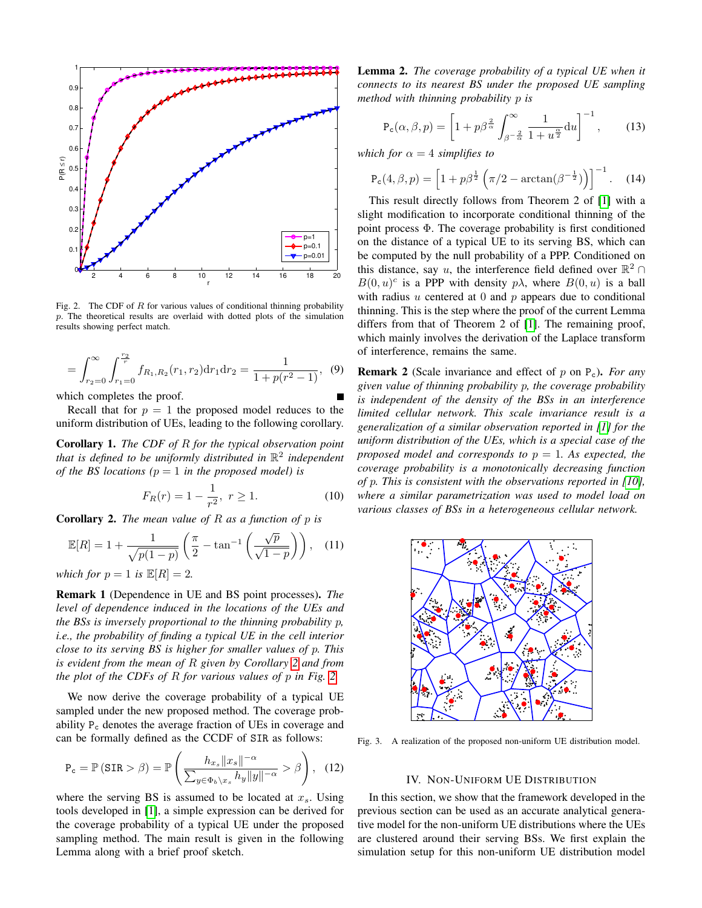Fig. 2. The CDF of $R$ for various values of conditional thinning probability $p$. The theoretical results are overlaid with dotted plots of the simulation results showing perfect match.

$$= \int_{r_2=0}^{\infty} \int_{r_1=0}^{\frac{r_2}{r}} f_{R_1,R_2}(r_1, r_2) \mathrm{d}r_1 \mathrm{d}r_2 = \frac{1}{1 + p(r^2 - 1)}, \quad (9)$$

which completes the proof. ∎

Recall that for $p = 1$ the proposed model reduces to the uniform distribution of UEs, leading to the following corollary.

**Corollary 1.** *The CDF of $R$ for the typical observation point that is defined to be uniformly distributed in $\mathbb{R}^2$ independent of the BS locations ($p = 1$ in the proposed model) is*

$$F_R(r) = 1 - \frac{1}{r^2}, \ r \geq 1. \quad (10)$$

**Corollary 2.** *The mean value of $R$ as a function of $p$ is*

$$\mathbb{E}[R] = 1 + \frac{1}{\sqrt{p(1-p)}} \left( \frac{\pi}{2} - \tan^{-1} \left( \frac{\sqrt{p}}{\sqrt{1-p}} \right) \right), \quad (11)$$

*which for $p = 1$ is $\mathbb{E}[R] = 2$.*

**Remark 1** (Dependence in UE and BS point processes). *The level of dependence induced in the locations of the UEs and the BSs is inversely proportional to the thinning probability $p$, i.e., the probability of finding a typical UE in the cell interior close to its serving BS is higher for smaller values of $p$. This is evident from the mean of $R$ given by Corollary 2 and from the plot of the CDFs of $R$ for various values of $p$ in Fig. 2.*

We now derive the coverage probability of a typical UE sampled under the new proposed method. The coverage probability $\mathtt{P_c}$ denotes the average fraction of UEs in coverage and can be formally defined as the CCDF of $\mathtt{SIR}$ as follows:

$$\mathtt{P_c} = \mathbb{P}(\mathtt{SIR} > \beta) = \mathbb{P}\left( \frac{h_{x_s} \|x_s\|^{-\alpha}}{\sum_{y \in \Phi_b \setminus x_s} h_y \|y\|^{-\alpha}} > \beta \right), \quad (12)$$

where the serving BS is assumed to be located at $x_s$. Using tools developed in [1], a simple expression can be derived for the coverage probability of a typical UE under the proposed sampling method. The main result is given in the following Lemma along with a brief proof sketch.

**Lemma 2.** *The coverage probability of a typical UE when it connects to its nearest BS under the proposed UE sampling method with thinning probability $p$ is*

$$\mathtt{P_c}(\alpha, \beta, p) = \left[ 1 + p\beta^{\frac{2}{\alpha}} \int_{\beta^{-\frac{2}{\alpha}}}^{\infty} \frac{1}{1 + u^{\frac{\alpha}{2}}} \mathrm{d}u \right]^{-1}, \quad (13)$$

*which for $\alpha = 4$ simplifies to*

$$\mathtt{P_c}(4, \beta, p) = \left[ 1 + p\beta^{\frac{1}{2}} \left( \pi/2 - \arctan(\beta^{-\frac{1}{2}}) \right) \right]^{-1}. \quad (14)$$

This result directly follows from Theorem 2 of [1] with a slight modification to incorporate conditional thinning of the point process $\Phi$. The coverage probability is first conditioned on the distance of a typical UE to its serving BS, which can be computed by the null probability of a PPP. Conditioned on this distance, say $u$, the interference field defined over $\mathbb{R}^2 \cap B(0, u)^c$ is a PPP with density $p\lambda$, where $B(0, u)$ is a ball with radius $u$ centered at 0 and $p$ appears due to conditional thinning. This is the step where the proof of the current Lemma differs from that of Theorem 2 of [1]. The remaining proof, which mainly involves the derivation of the Laplace transform of interference, remains the same.

**Remark 2** (Scale invariance and effect of $p$ on $\mathtt{P_c}$). *For any given value of thinning probability $p$, the coverage probability is independent of the density of the BSs in an interference limited cellular network. This scale invariance result is a generalization of a similar observation reported in [1] for the uniform distribution of the UEs, which is a special case of the proposed model and corresponds to $p = 1$. As expected, the coverage probability is a monotonically decreasing function of $p$. This is consistent with the observations reported in [10], where a similar parametrization was used to model load on various classes of BSs in a heterogeneous cellular network.*

Fig. 3. A realization of the proposed non-uniform UE distribution model.

## IV. Non-Uniform UE Distribution

In this section, we show that the framework developed in the previous section can be used as an accurate analytical generative model for the non-uniform UE distributions where the UEs are clustered around their serving BSs. We first explain the simulation setup for this non-uniform UE distribution model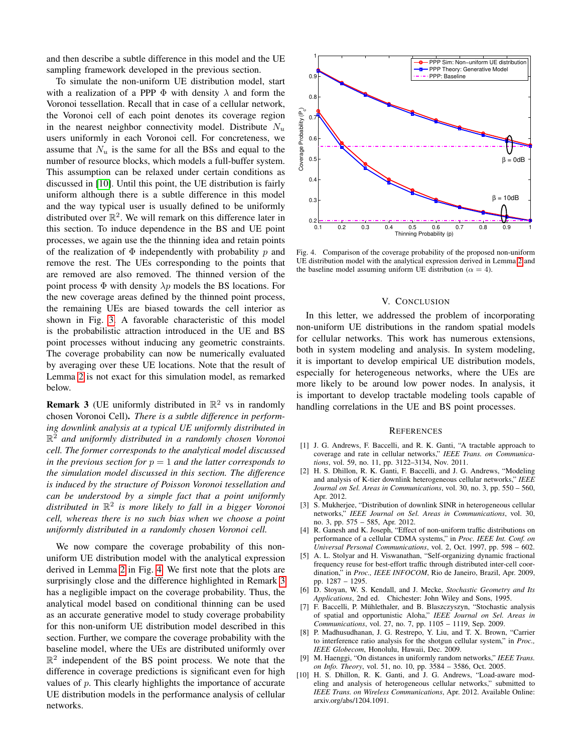and then describe a subtle difference in this model and the UE sampling framework developed in the previous section.

To simulate the non-uniform UE distribution model, start with a realization of a PPP $\Phi$ with density $\lambda$ and form the Voronoi tessellation. Recall that in case of a cellular network, the Voronoi cell of each point denotes its coverage region in the nearest neighbor connectivity model. Distribute $N_u$ users uniformly in each Voronoi cell. For concreteness, we assume that $N_u$ is the same for all the BSs and equal to the number of resource blocks, which models a full-buffer system. This assumption can be relaxed under certain conditions as discussed in [10]. Until this point, the UE distribution is fairly uniform although there is a subtle difference in this model and the way typical user is usually defined to be uniformly distributed over $\mathbb{R}^2$. We will remark on this difference later in this section. To induce dependence in the UE and BS point processes, we again use the the thinning idea and retain points of the realization of $\Phi$ independently with probability $p$ and remove the rest. The UEs corresponding to the points that are removed are also removed. The thinned version of the point process $\Phi$ with density $\lambda p$ models the BS locations. For the new coverage areas defined by the thinned point process, the remaining UEs are biased towards the cell interior as shown in Fig. 3. A favorable characteristic of this model is the probabilistic attraction introduced in the UE and BS point processes without inducing any geometric constraints. The coverage probability can now be numerically evaluated by averaging over these UE locations. Note that the result of Lemma 2 is not exact for this simulation model, as remarked below.

**Remark 3** (UE uniformly distributed in $\mathbb{R}^2$ vs in randomly chosen Voronoi Cell)**.** *There is a subtle difference in performing downlink analysis at a typical UE uniformly distributed in $\mathbb{R}^2$ and uniformly distributed in a randomly chosen Voronoi cell. The former corresponds to the analytical model discussed in the previous section for $p = 1$ and the latter corresponds to the simulation model discussed in this section. The difference is induced by the structure of Poisson Voronoi tessellation and can be understood by a simple fact that a point uniformly distributed in $\mathbb{R}^2$ is more likely to fall in a bigger Voronoi cell, whereas there is no such bias when we choose a point uniformly distributed in a randomly chosen Voronoi cell.*

We now compare the coverage probability of this non-uniform UE distribution model with the analytical expression derived in Lemma 2 in Fig. 4. We first note that the plots are surprisingly close and the difference highlighted in Remark 3 has a negligible impact on the coverage probability. Thus, the analytical model based on conditional thinning can be used as an accurate generative model to study coverage probability for this non-uniform UE distribution model described in this section. Further, we compare the coverage probability with the baseline model, where the UEs are distributed uniformly over $\mathbb{R}^2$ independent of the BS point process. We note that the difference in coverage predictions is significant even for high values of $p$. This clearly highlights the importance of accurate UE distribution models in the performance analysis of cellular networks.

PPP Sim: Non−uniform UE distribution
PPP Theory: Generative Model
PPP: Baseline
Coverage Probability ($P_c$)
Thinning Probability (p)
β = 0dB
β = 10dB
0.1 0.2 0.3 0.4 0.5 0.6 0.7 0.8 0.9 1
0.2 0.3 0.4 0.5 0.6 0.7 0.8 0.9 1

Fig. 4. Comparison of the coverage probability of the proposed non-uniform UE distribution model with the analytical expression derived in Lemma 2 and the baseline model assuming uniform UE distribution ($\alpha = 4$).

## V. Conclusion

In this letter, we addressed the problem of incorporating non-uniform UE distributions in the random spatial models for cellular networks. This work has numerous extensions, both in system modeling and analysis. In system modeling, it is important to develop empirical UE distribution models, especially for heterogeneous networks, where the UEs are more likely to be around low power nodes. In analysis, it is important to develop tractable modeling tools capable of handling correlations in the UE and BS point processes.

## References

[1] J. G. Andrews, F. Baccelli, and R. K. Ganti, "A tractable approach to coverage and rate in cellular networks," *IEEE Trans. on Communications*, vol. 59, no. 11, pp. 3122–3134, Nov. 2011.

[2] H. S. Dhillon, R. K. Ganti, F. Baccelli, and J. G. Andrews, "Modeling and analysis of K-tier downlink heterogeneous cellular networks," *IEEE Journal on Sel. Areas in Communications*, vol. 30, no. 3, pp. 550 – 560, Apr. 2012.

[3] S. Mukherjee, "Distribution of downlink SINR in heterogeneous cellular networks," *IEEE Journal on Sel. Areas in Communications*, vol. 30, no. 3, pp. 575 – 585, Apr. 2012.

[4] R. Ganesh and K. Joseph, "Effect of non-uniform traffic distributions on performance of a cellular CDMA systems," in *Proc. IEEE Int. Conf. on Universal Personal Communications*, vol. 2, Oct. 1997, pp. 598 – 602.

[5] A. L. Stolyar and H. Viswanathan, "Self-organizing dynamic fractional frequency reuse for best-effort traffic through distributed inter-cell coordination," in *Proc., IEEE INFOCOM*, Rio de Janeiro, Brazil, Apr. 2009, pp. 1287 – 1295.

[6] D. Stoyan, W. S. Kendall, and J. Mecke, *Stochastic Geometry and Its Applications*, 2nd ed. Chichester: John Wiley and Sons, 1995.

[7] F. Baccelli, P. Mühlethaler, and B. Blaszczyszyn, "Stochastic analysis of spatial and opportunistic Aloha," *IEEE Journal on Sel. Areas in Communications*, vol. 27, no. 7, pp. 1105 – 1119, Sep. 2009.

[8] P. Madhusudhanan, J. G. Restrepo, Y. Liu, and T. X. Brown, "Carrier to interference ratio analysis for the shotgun cellular system," in *Proc., IEEE Globecom*, Honolulu, Hawaii, Dec. 2009.

[9] M. Haenggi, "On distances in uniformly random networks," *IEEE Trans. on Info. Theory*, vol. 51, no. 10, pp. 3584 – 3586, Oct. 2005.

[10] H. S. Dhillon, R. K. Ganti, and J. G. Andrews, "Load-aware modeling and analysis of heterogeneous cellular networks," submitted to *IEEE Trans. on Wireless Communications*, Apr. 2012. Available Online: arxiv.org/abs/1204.1091.